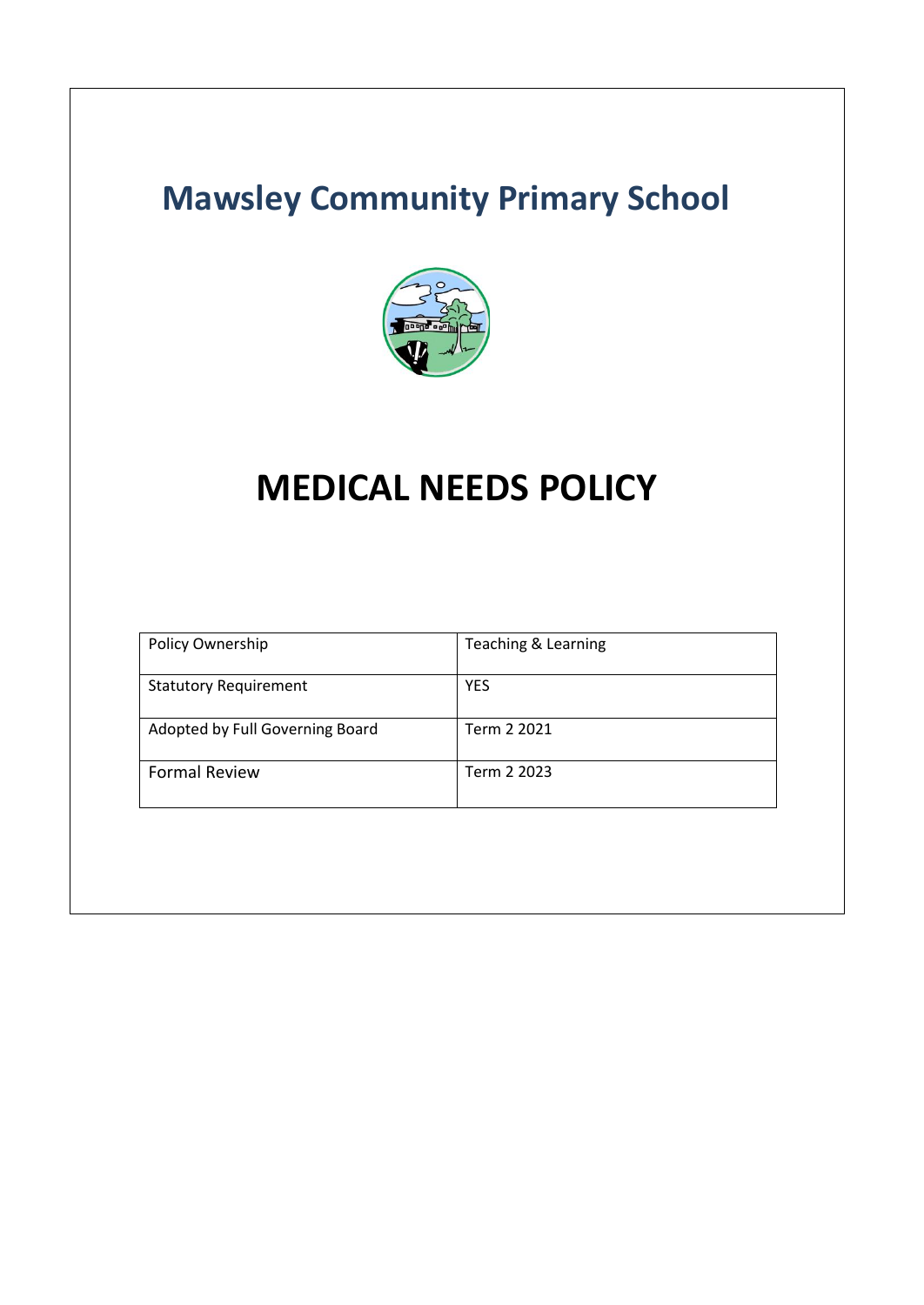# Mawsley Community Primary School

# MEDICAL NEEDS POLICY

| Policy Ownership | Teaching & Learning |
|---|---|
| Statutory Requirement | YES |
| Adopted by Full Governing Board | Term 2 2021 |
| Formal Review | Term 2 2023 |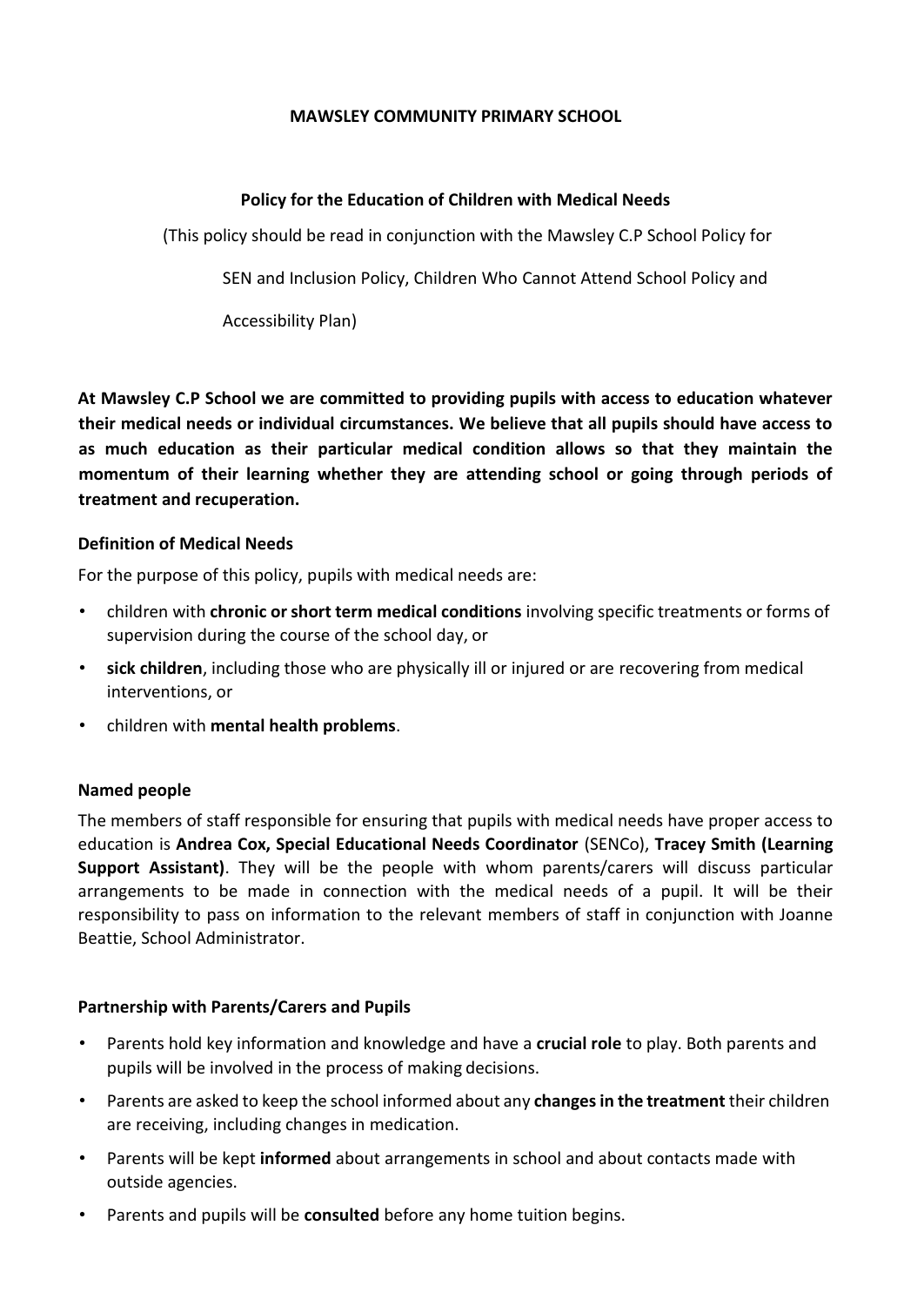**MAWSLEY COMMUNITY PRIMARY SCHOOL**

**Policy for the Education of Children with Medical Needs**

(This policy should be read in conjunction with the Mawsley C.P School Policy for SEN and Inclusion Policy, Children Who Cannot Attend School Policy and Accessibility Plan)

**At Mawsley C.P School we are committed to providing pupils with access to education whatever their medical needs or individual circumstances. We believe that all pupils should have access to as much education as their particular medical condition allows so that they maintain the momentum of their learning whether they are attending school or going through periods of treatment and recuperation.**

**Definition of Medical Needs**

For the purpose of this policy, pupils with medical needs are:

- children with **chronic or short term medical conditions** involving specific treatments or forms of supervision during the course of the school day, or
- **sick children**, including those who are physically ill or injured or are recovering from medical interventions, or
- children with **mental health problems**.

**Named people**

The members of staff responsible for ensuring that pupils with medical needs have proper access to education is **Andrea Cox, Special Educational Needs Coordinator** (SENCo), **Tracey Smith (Learning Support Assistant)**. They will be the people with whom parents/carers will discuss particular arrangements to be made in connection with the medical needs of a pupil. It will be their responsibility to pass on information to the relevant members of staff in conjunction with Joanne Beattie, School Administrator.

**Partnership with Parents/Carers and Pupils**

- Parents hold key information and knowledge and have a **crucial role** to play. Both parents and pupils will be involved in the process of making decisions.
- Parents are asked to keep the school informed about any **changes in the treatment** their children are receiving, including changes in medication.
- Parents will be kept **informed** about arrangements in school and about contacts made with outside agencies.
- Parents and pupils will be **consulted** before any home tuition begins.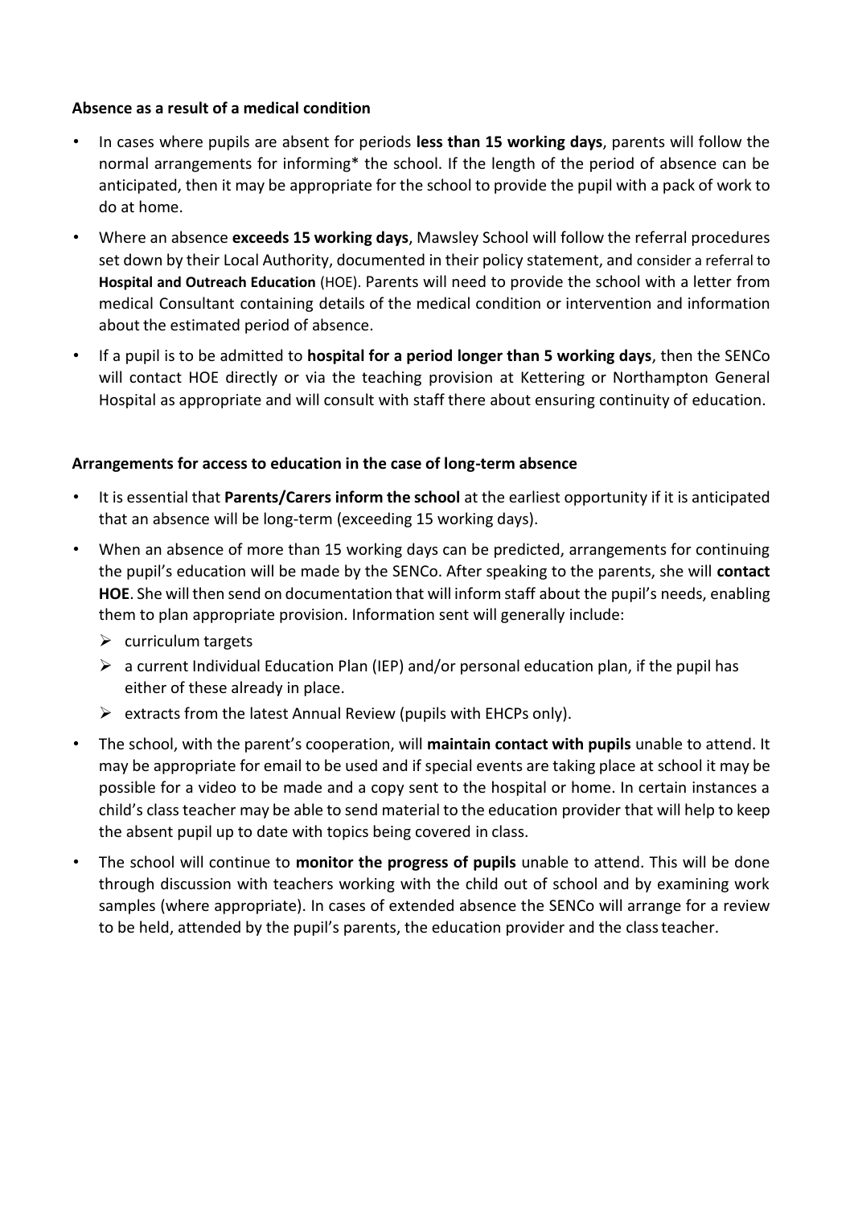**Absence as a result of a medical condition**

- In cases where pupils are absent for periods **less than 15 working days**, parents will follow the normal arrangements for informing* the school. If the length of the period of absence can be anticipated, then it may be appropriate for the school to provide the pupil with a pack of work to do at home.
- Where an absence **exceeds 15 working days**, Mawsley School will follow the referral procedures set down by their Local Authority, documented in their policy statement, and consider a referral to **Hospital and Outreach Education** (HOE). Parents will need to provide the school with a letter from medical Consultant containing details of the medical condition or intervention and information about the estimated period of absence.
- If a pupil is to be admitted to **hospital for a period longer than 5 working days**, then the SENCo will contact HOE directly or via the teaching provision at Kettering or Northampton General Hospital as appropriate and will consult with staff there about ensuring continuity of education.

**Arrangements for access to education in the case of long-term absence**

- It is essential that **Parents/Carers inform the school** at the earliest opportunity if it is anticipated that an absence will be long-term (exceeding 15 working days).
- When an absence of more than 15 working days can be predicted, arrangements for continuing the pupil's education will be made by the SENCo. After speaking to the parents, she will **contact HOE**. She will then send on documentation that will inform staff about the pupil's needs, enabling them to plan appropriate provision. Information sent will generally include:
  - curriculum targets
  - a current Individual Education Plan (IEP) and/or personal education plan, if the pupil has either of these already in place.
  - extracts from the latest Annual Review (pupils with EHCPs only).
- The school, with the parent's cooperation, will **maintain contact with pupils** unable to attend. It may be appropriate for email to be used and if special events are taking place at school it may be possible for a video to be made and a copy sent to the hospital or home. In certain instances a child's class teacher may be able to send material to the education provider that will help to keep the absent pupil up to date with topics being covered in class.
- The school will continue to **monitor the progress of pupils** unable to attend. This will be done through discussion with teachers working with the child out of school and by examining work samples (where appropriate). In cases of extended absence the SENCo will arrange for a review to be held, attended by the pupil's parents, the education provider and the class teacher.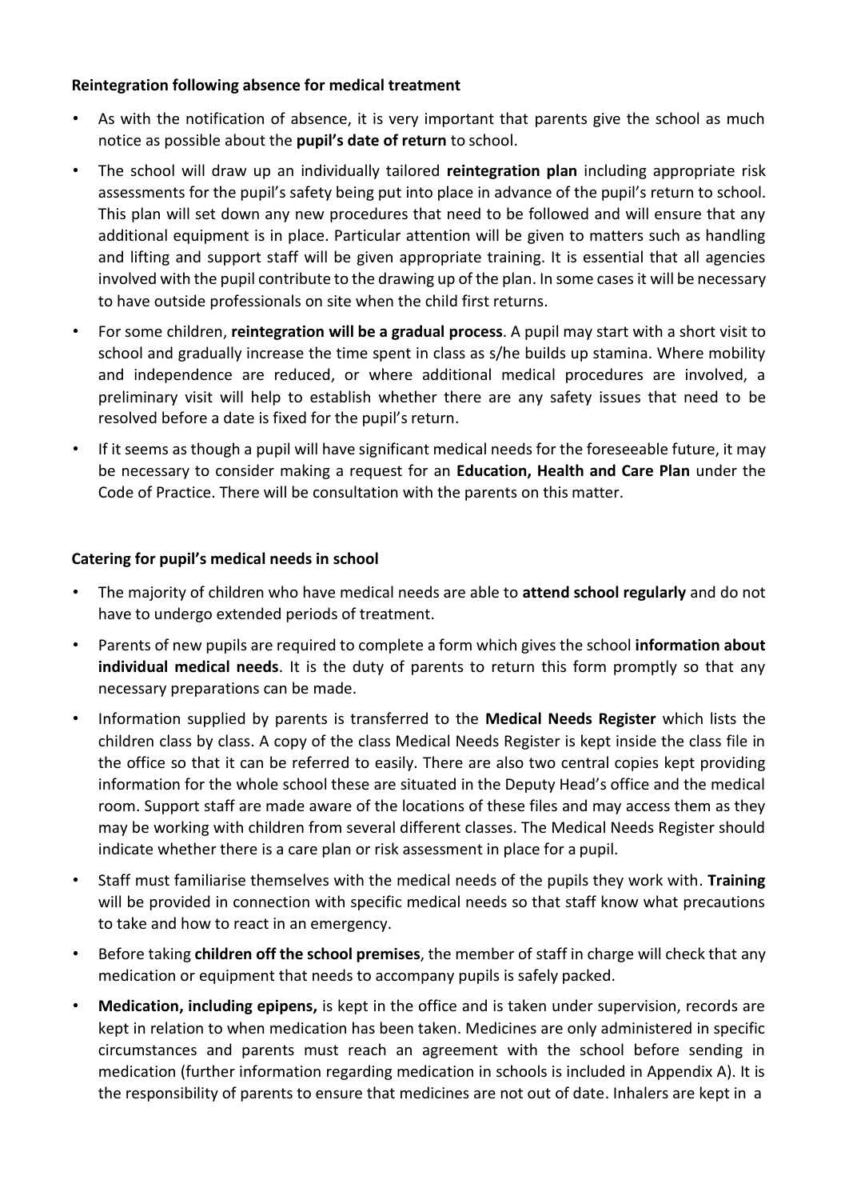**Reintegration following absence for medical treatment**

- As with the notification of absence, it is very important that parents give the school as much notice as possible about the **pupil's date of return** to school.
- The school will draw up an individually tailored **reintegration plan** including appropriate risk assessments for the pupil's safety being put into place in advance of the pupil's return to school. This plan will set down any new procedures that need to be followed and will ensure that any additional equipment is in place. Particular attention will be given to matters such as handling and lifting and support staff will be given appropriate training. It is essential that all agencies involved with the pupil contribute to the drawing up of the plan. In some cases it will be necessary to have outside professionals on site when the child first returns.
- For some children, **reintegration will be a gradual process**. A pupil may start with a short visit to school and gradually increase the time spent in class as s/he builds up stamina. Where mobility and independence are reduced, or where additional medical procedures are involved, a preliminary visit will help to establish whether there are any safety issues that need to be resolved before a date is fixed for the pupil's return.
- If it seems as though a pupil will have significant medical needs for the foreseeable future, it may be necessary to consider making a request for an **Education, Health and Care Plan** under the Code of Practice. There will be consultation with the parents on this matter.

**Catering for pupil's medical needs in school**

- The majority of children who have medical needs are able to **attend school regularly** and do not have to undergo extended periods of treatment.
- Parents of new pupils are required to complete a form which gives the school **information about individual medical needs**. It is the duty of parents to return this form promptly so that any necessary preparations can be made.
- Information supplied by parents is transferred to the **Medical Needs Register** which lists the children class by class. A copy of the class Medical Needs Register is kept inside the class file in the office so that it can be referred to easily. There are also two central copies kept providing information for the whole school these are situated in the Deputy Head's office and the medical room. Support staff are made aware of the locations of these files and may access them as they may be working with children from several different classes. The Medical Needs Register should indicate whether there is a care plan or risk assessment in place for a pupil.
- Staff must familiarise themselves with the medical needs of the pupils they work with. **Training** will be provided in connection with specific medical needs so that staff know what precautions to take and how to react in an emergency.
- Before taking **children off the school premises**, the member of staff in charge will check that any medication or equipment that needs to accompany pupils is safely packed.
- **Medication, including epipens,** is kept in the office and is taken under supervision, records are kept in relation to when medication has been taken. Medicines are only administered in specific circumstances and parents must reach an agreement with the school before sending in medication (further information regarding medication in schools is included in Appendix A). It is the responsibility of parents to ensure that medicines are not out of date. Inhalers are kept in a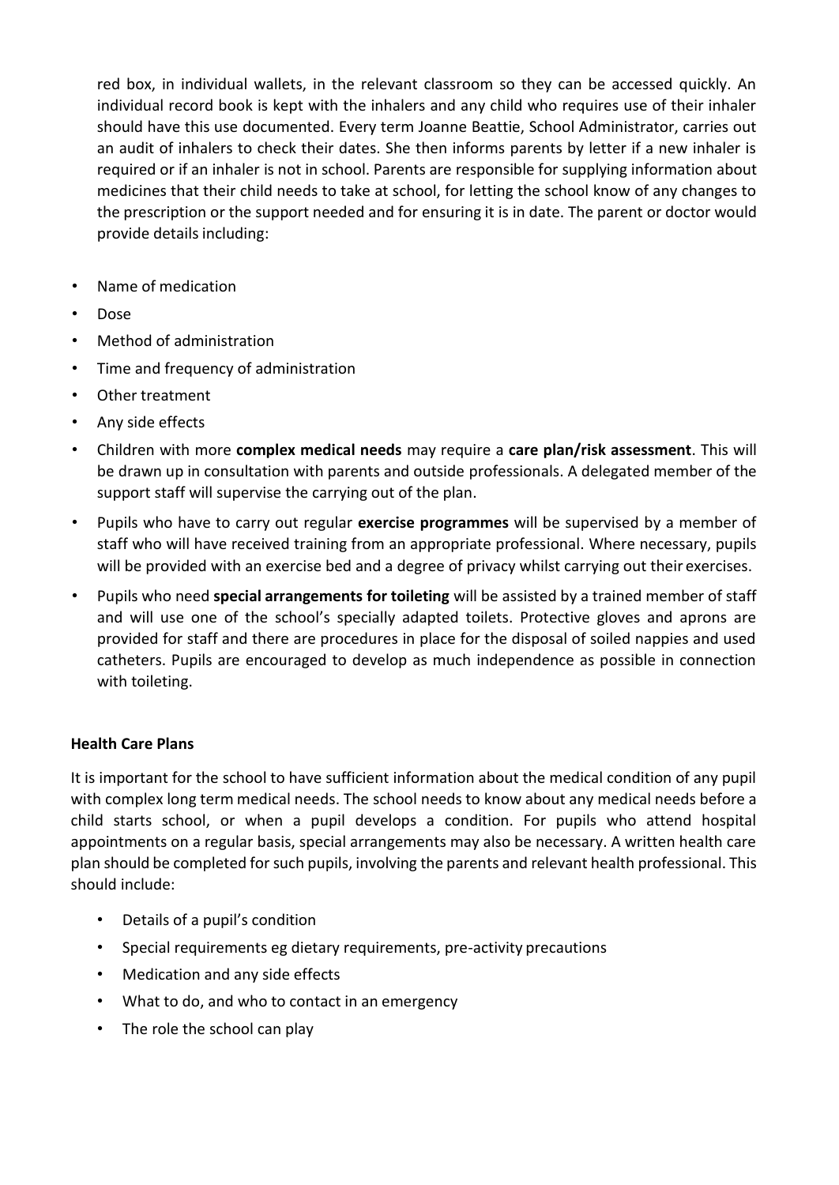red box, in individual wallets, in the relevant classroom so they can be accessed quickly. An individual record book is kept with the inhalers and any child who requires use of their inhaler should have this use documented. Every term Joanne Beattie, School Administrator, carries out an audit of inhalers to check their dates. She then informs parents by letter if a new inhaler is required or if an inhaler is not in school. Parents are responsible for supplying information about medicines that their child needs to take at school, for letting the school know of any changes to the prescription or the support needed and for ensuring it is in date. The parent or doctor would provide details including:

- Name of medication
- Dose
- Method of administration
- Time and frequency of administration
- Other treatment
- Any side effects
- Children with more **complex medical needs** may require a **care plan/risk assessment**. This will be drawn up in consultation with parents and outside professionals. A delegated member of the support staff will supervise the carrying out of the plan.
- Pupils who have to carry out regular **exercise programmes** will be supervised by a member of staff who will have received training from an appropriate professional. Where necessary, pupils will be provided with an exercise bed and a degree of privacy whilst carrying out their exercises.
- Pupils who need **special arrangements for toileting** will be assisted by a trained member of staff and will use one of the school's specially adapted toilets. Protective gloves and aprons are provided for staff and there are procedures in place for the disposal of soiled nappies and used catheters. Pupils are encouraged to develop as much independence as possible in connection with toileting.

**Health Care Plans**

It is important for the school to have sufficient information about the medical condition of any pupil with complex long term medical needs. The school needs to know about any medical needs before a child starts school, or when a pupil develops a condition. For pupils who attend hospital appointments on a regular basis, special arrangements may also be necessary. A written health care plan should be completed for such pupils, involving the parents and relevant health professional. This should include:

- Details of a pupil's condition
- Special requirements eg dietary requirements, pre-activity precautions
- Medication and any side effects
- What to do, and who to contact in an emergency
- The role the school can play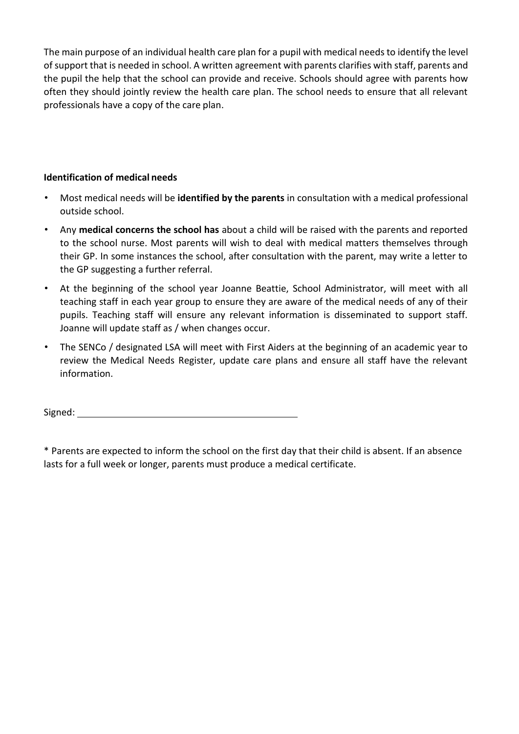The main purpose of an individual health care plan for a pupil with medical needs to identify the level of support that is needed in school. A written agreement with parents clarifies with staff, parents and the pupil the help that the school can provide and receive. Schools should agree with parents how often they should jointly review the health care plan. The school needs to ensure that all relevant professionals have a copy of the care plan.

**Identification of medical needs**

- Most medical needs will be **identified by the parents** in consultation with a medical professional outside school.
- Any **medical concerns the school has** about a child will be raised with the parents and reported to the school nurse. Most parents will wish to deal with medical matters themselves through their GP. In some instances the school, after consultation with the parent, may write a letter to the GP suggesting a further referral.
- At the beginning of the school year Joanne Beattie, School Administrator, will meet with all teaching staff in each year group to ensure they are aware of the medical needs of any of their pupils. Teaching staff will ensure any relevant information is disseminated to support staff. Joanne will update staff as / when changes occur.
- The SENCo / designated LSA will meet with First Aiders at the beginning of an academic year to review the Medical Needs Register, update care plans and ensure all staff have the relevant information.

Signed: ___________________________________________

* Parents are expected to inform the school on the first day that their child is absent. If an absence lasts for a full week or longer, parents must produce a medical certificate.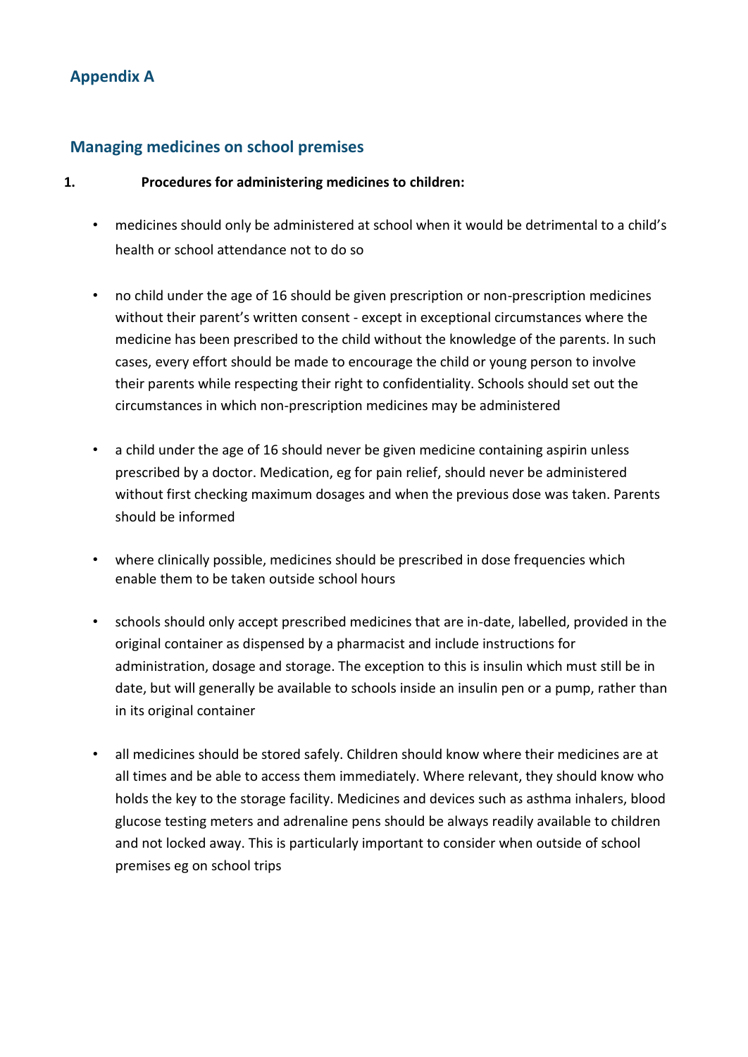## Appendix A

## Managing medicines on school premises

1. **Procedures for administering medicines to children:**

- medicines should only be administered at school when it would be detrimental to a child's health or school attendance not to do so
- no child under the age of 16 should be given prescription or non-prescription medicines without their parent's written consent - except in exceptional circumstances where the medicine has been prescribed to the child without the knowledge of the parents. In such cases, every effort should be made to encourage the child or young person to involve their parents while respecting their right to confidentiality. Schools should set out the circumstances in which non-prescription medicines may be administered
- a child under the age of 16 should never be given medicine containing aspirin unless prescribed by a doctor. Medication, eg for pain relief, should never be administered without first checking maximum dosages and when the previous dose was taken. Parents should be informed
- where clinically possible, medicines should be prescribed in dose frequencies which enable them to be taken outside school hours
- schools should only accept prescribed medicines that are in-date, labelled, provided in the original container as dispensed by a pharmacist and include instructions for administration, dosage and storage. The exception to this is insulin which must still be in date, but will generally be available to schools inside an insulin pen or a pump, rather than in its original container
- all medicines should be stored safely. Children should know where their medicines are at all times and be able to access them immediately. Where relevant, they should know who holds the key to the storage facility. Medicines and devices such as asthma inhalers, blood glucose testing meters and adrenaline pens should be always readily available to children and not locked away. This is particularly important to consider when outside of school premises eg on school trips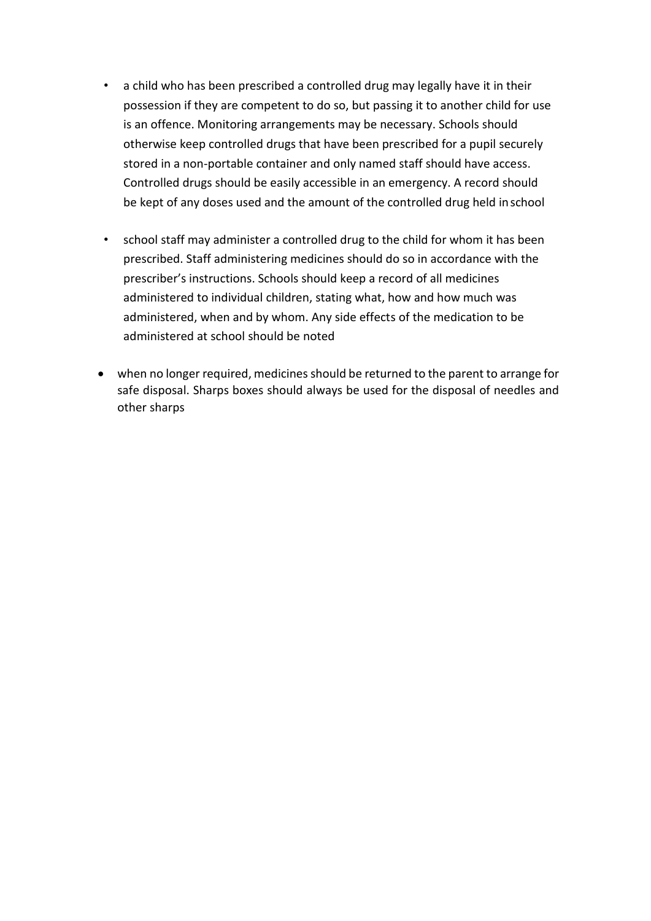- a child who has been prescribed a controlled drug may legally have it in their possession if they are competent to do so, but passing it to another child for use is an offence. Monitoring arrangements may be necessary. Schools should otherwise keep controlled drugs that have been prescribed for a pupil securely stored in a non-portable container and only named staff should have access. Controlled drugs should be easily accessible in an emergency. A record should be kept of any doses used and the amount of the controlled drug held in school

- school staff may administer a controlled drug to the child for whom it has been prescribed. Staff administering medicines should do so in accordance with the prescriber's instructions. Schools should keep a record of all medicines administered to individual children, stating what, how and how much was administered, when and by whom. Any side effects of the medication to be administered at school should be noted

- when no longer required, medicines should be returned to the parent to arrange for safe disposal. Sharps boxes should always be used for the disposal of needles and other sharps